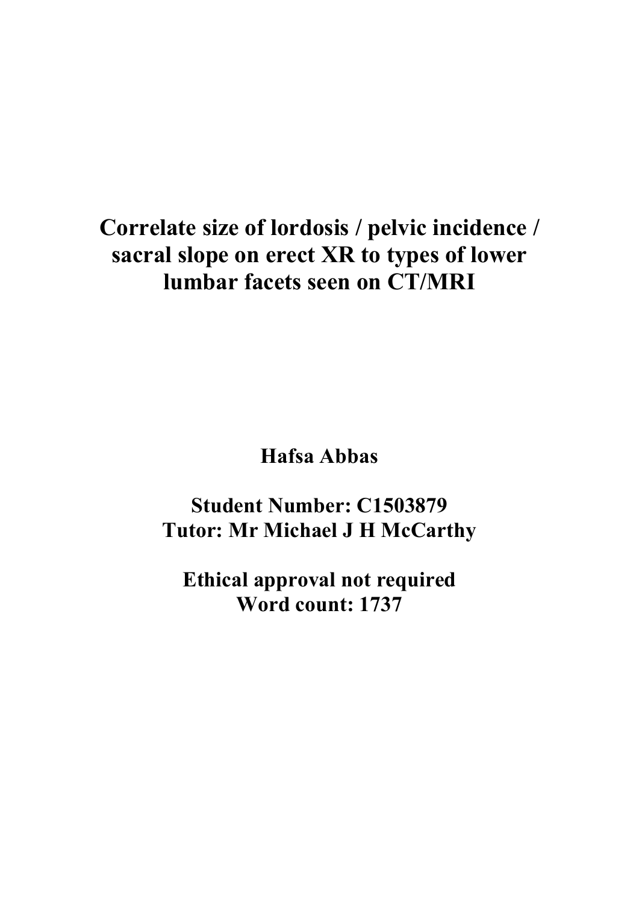# Correlate size of lordosis / pelvic incidence / sacral slope on erect XR to types of lower lumbar facets seen on CT/MRI

**Hafsa Abbas**

**Student Number: C1503879**
**Tutor: Mr Michael J H McCarthy**

**Ethical approval not required**
**Word count: 1737**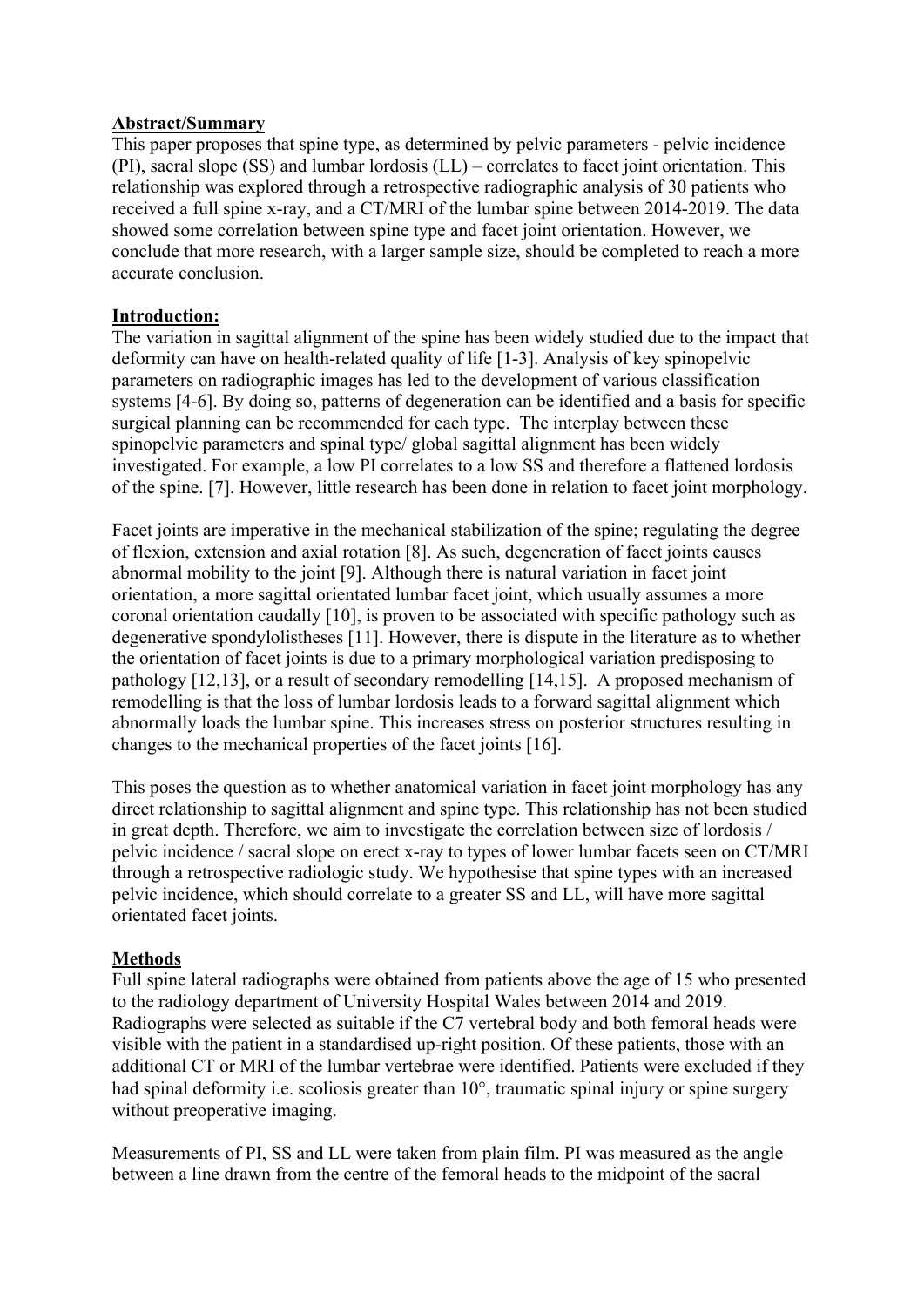## Abstract/Summary

This paper proposes that spine type, as determined by pelvic parameters - pelvic incidence (PI), sacral slope (SS) and lumbar lordosis (LL) – correlates to facet joint orientation. This relationship was explored through a retrospective radiographic analysis of 30 patients who received a full spine x-ray, and a CT/MRI of the lumbar spine between 2014-2019. The data showed some correlation between spine type and facet joint orientation. However, we conclude that more research, with a larger sample size, should be completed to reach a more accurate conclusion.

## Introduction:

The variation in sagittal alignment of the spine has been widely studied due to the impact that deformity can have on health-related quality of life [1-3]. Analysis of key spinopelvic parameters on radiographic images has led to the development of various classification systems [4-6]. By doing so, patterns of degeneration can be identified and a basis for specific surgical planning can be recommended for each type. The interplay between these spinopelvic parameters and spinal type/ global sagittal alignment has been widely investigated. For example, a low PI correlates to a low SS and therefore a flattened lordosis of the spine. [7]. However, little research has been done in relation to facet joint morphology.

Facet joints are imperative in the mechanical stabilization of the spine; regulating the degree of flexion, extension and axial rotation [8]. As such, degeneration of facet joints causes abnormal mobility to the joint [9]. Although there is natural variation in facet joint orientation, a more sagittal orientated lumbar facet joint, which usually assumes a more coronal orientation caudally [10], is proven to be associated with specific pathology such as degenerative spondylolistheses [11]. However, there is dispute in the literature as to whether the orientation of facet joints is due to a primary morphological variation predisposing to pathology [12,13], or a result of secondary remodelling [14,15]. A proposed mechanism of remodelling is that the loss of lumbar lordosis leads to a forward sagittal alignment which abnormally loads the lumbar spine. This increases stress on posterior structures resulting in changes to the mechanical properties of the facet joints [16].

This poses the question as to whether anatomical variation in facet joint morphology has any direct relationship to sagittal alignment and spine type. This relationship has not been studied in great depth. Therefore, we aim to investigate the correlation between size of lordosis / pelvic incidence / sacral slope on erect x-ray to types of lower lumbar facets seen on CT/MRI through a retrospective radiologic study. We hypothesise that spine types with an increased pelvic incidence, which should correlate to a greater SS and LL, will have more sagittal orientated facet joints.

## Methods

Full spine lateral radiographs were obtained from patients above the age of 15 who presented to the radiology department of University Hospital Wales between 2014 and 2019. Radiographs were selected as suitable if the C7 vertebral body and both femoral heads were visible with the patient in a standardised up-right position. Of these patients, those with an additional CT or MRI of the lumbar vertebrae were identified. Patients were excluded if they had spinal deformity i.e. scoliosis greater than 10°, traumatic spinal injury or spine surgery without preoperative imaging.

Measurements of PI, SS and LL were taken from plain film. PI was measured as the angle between a line drawn from the centre of the femoral heads to the midpoint of the sacral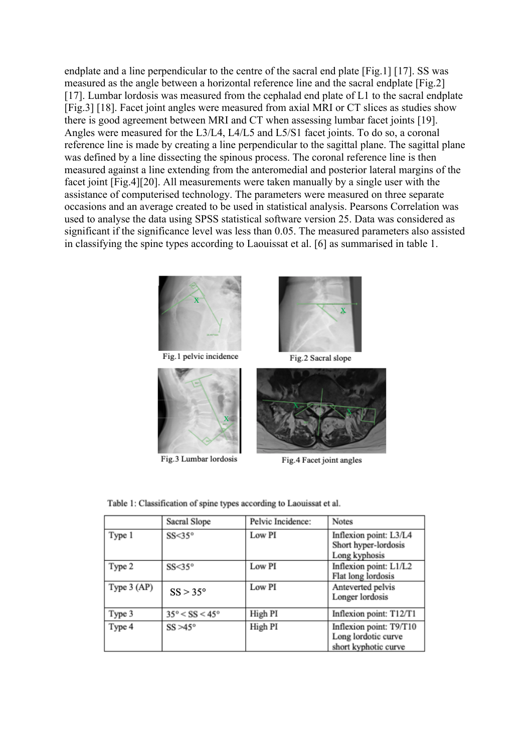endplate and a line perpendicular to the centre of the sacral end plate [Fig.1] [17]. SS was measured as the angle between a horizontal reference line and the sacral endplate [Fig.2] [17]. Lumbar lordosis was measured from the cephalad end plate of L1 to the sacral endplate [Fig.3] [18]. Facet joint angles were measured from axial MRI or CT slices as studies show there is good agreement between MRI and CT when assessing lumbar facet joints [19]. Angles were measured for the L3/L4, L4/L5 and L5/S1 facet joints. To do so, a coronal reference line is made by creating a line perpendicular to the sagittal plane. The sagittal plane was defined by a line dissecting the spinous process. The coronal reference line is then measured against a line extending from the anteromedial and posterior lateral margins of the facet joint [Fig.4][20]. All measurements were taken manually by a single user with the assistance of computerised technology. The parameters were measured on three separate occasions and an average created to be used in statistical analysis. Pearsons Correlation was used to analyse the data using SPSS statistical software version 25. Data was considered as significant if the significance level was less than 0.05. The measured parameters also assisted in classifying the spine types according to Laouissat et al. [6] as summarised in table 1.

Fig.1 pelvic incidence

Fig.2 Sacral slope

Fig.3 Lumbar lordosis

Fig.4 Facet joint angles

Table 1: Classification of spine types according to Laouissat et al.

| | Sacral Slope | Pelvic Incidence: | Notes |
|---|---|---|---|
| Type 1 | SS<35° | Low PI | Inflexion point: L3/L4<br>Short hyper-lordosis<br>Long kyphosis |
| Type 2 | SS<35° | Low PI | Inflexion point: L1/L2<br>Flat long lordosis |
| Type 3 (AP) | SS > 35° | Low PI | Anteverted pelvis<br>Longer lordosis |
| Type 3 | 35° < SS < 45° | High PI | Inflexion point: T12/T1 |
| Type 4 | SS >45° | High PI | Inflexion point: T9/T10<br>Long lordotic curve<br>short kyphotic curve |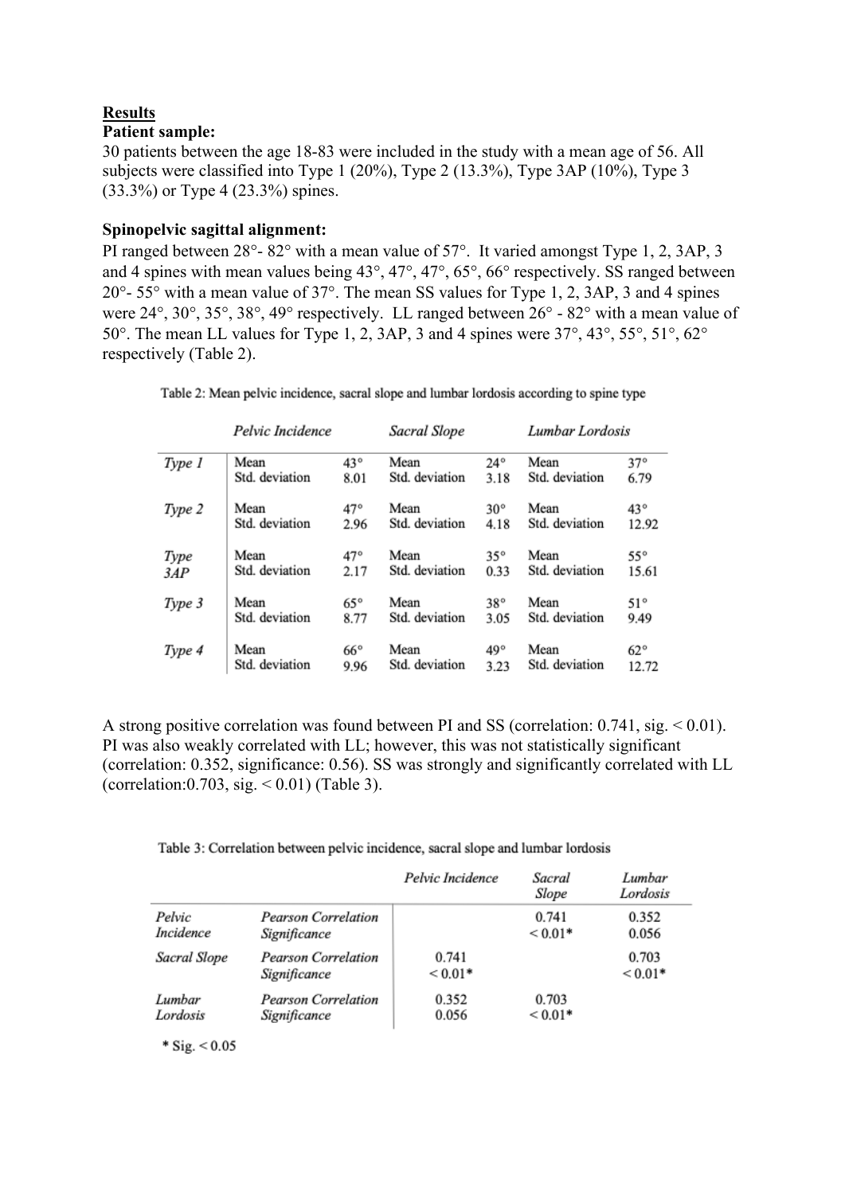**Results**

**Patient sample:**

30 patients between the age 18-83 were included in the study with a mean age of 56. All subjects were classified into Type 1 (20%), Type 2 (13.3%), Type 3AP (10%), Type 3 (33.3%) or Type 4 (23.3%) spines.

**Spinopelvic sagittal alignment:**

PI ranged between 28°- 82° with a mean value of 57°. It varied amongst Type 1, 2, 3AP, 3 and 4 spines with mean values being 43°, 47°, 47°, 65°, 66° respectively. SS ranged between 20°- 55° with a mean value of 37°. The mean SS values for Type 1, 2, 3AP, 3 and 4 spines were 24°, 30°, 35°, 38°, 49° respectively. LL ranged between 26° - 82° with a mean value of 50°. The mean LL values for Type 1, 2, 3AP, 3 and 4 spines were 37°, 43°, 55°, 51°, 62° respectively (Table 2).

Table 2: Mean pelvic incidence, sacral slope and lumbar lordosis according to spine type

| | *Pelvic Incidence* | | *Sacral Slope* | | *Lumbar Lordosis* | |
|---|---|---|---|---|---|---|
| *Type 1* | Mean | 43° | Mean | 24° | Mean | 37° |
| | Std. deviation | 8.01 | Std. deviation | 3.18 | Std. deviation | 6.79 |
| *Type 2* | Mean | 47° | Mean | 30° | Mean | 43° |
| | Std. deviation | 2.96 | Std. deviation | 4.18 | Std. deviation | 12.92 |
| *Type 3AP* | Mean | 47° | Mean | 35° | Mean | 55° |
| | Std. deviation | 2.17 | Std. deviation | 0.33 | Std. deviation | 15.61 |
| *Type 3* | Mean | 65° | Mean | 38° | Mean | 51° |
| | Std. deviation | 8.77 | Std. deviation | 3.05 | Std. deviation | 9.49 |
| *Type 4* | Mean | 66° | Mean | 49° | Mean | 62° |
| | Std. deviation | 9.96 | Std. deviation | 3.23 | Std. deviation | 12.72 |

A strong positive correlation was found between PI and SS (correlation: 0.741, sig. < 0.01). PI was also weakly correlated with LL; however, this was not statistically significant (correlation: 0.352, significance: 0.56). SS was strongly and significantly correlated with LL (correlation:0.703, sig. < 0.01) (Table 3).

Table 3: Correlation between pelvic incidence, sacral slope and lumbar lordosis

| | | *Pelvic Incidence* | *Sacral Slope* | *Lumbar Lordosis* |
|---|---|---|---|---|
| *Pelvic Incidence* | *Pearson Correlation* | | 0.741 | 0.352 |
| | *Significance* | | < 0.01* | 0.056 |
| *Sacral Slope* | *Pearson Correlation* | 0.741 | | 0.703 |
| | *Significance* | < 0.01* | | < 0.01* |
| *Lumbar Lordosis* | *Pearson Correlation* | 0.352 | 0.703 | |
| | *Significance* | 0.056 | < 0.01* | |

\* Sig. < 0.05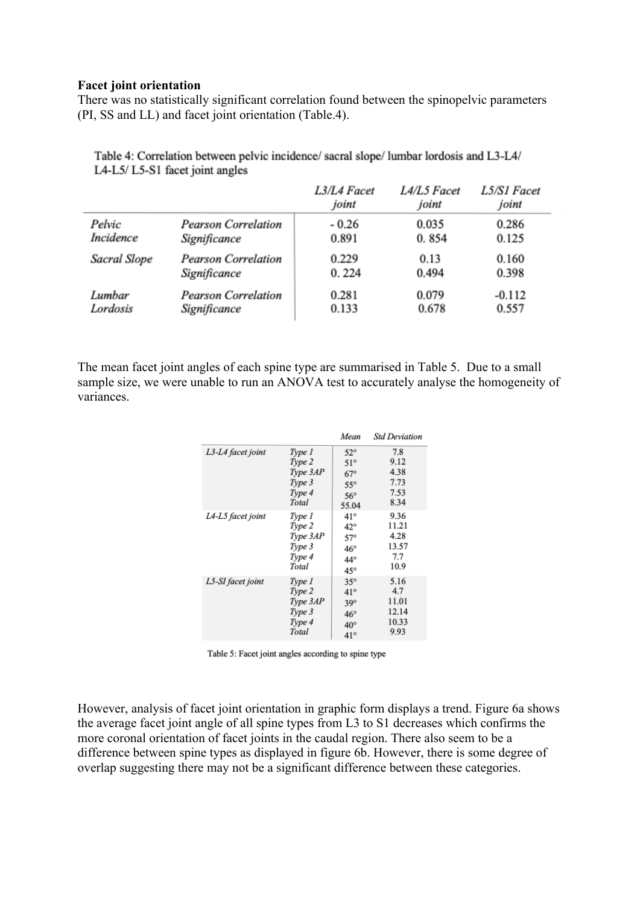**Facet joint orientation**

There was no statistically significant correlation found between the spinopelvic parameters (PI, SS and LL) and facet joint orientation (Table.4).

Table 4: Correlation between pelvic incidence/ sacral slope/ lumbar lordosis and L3-L4/ L4-L5/ L5-S1 facet joint angles

| | | *L3/L4 Facet joint* | *L4/L5 Facet joint* | *L5/S1 Facet joint* |
|---|---|---|---|---|
| *Pelvic Incidence* | *Pearson Correlation* | - 0.26 | 0.035 | 0.286 |
| | *Significance* | 0.891 | 0. 854 | 0.125 |
| *Sacral Slope* | *Pearson Correlation* | 0.229 | 0.13 | 0.160 |
| | *Significance* | 0. 224 | 0.494 | 0.398 |
| *Lumbar Lordosis* | *Pearson Correlation* | 0.281 | 0.079 | -0.112 |
| | *Significance* | 0.133 | 0.678 | 0.557 |

The mean facet joint angles of each spine type are summarised in Table 5. Due to a small sample size, we were unable to run an ANOVA test to accurately analyse the homogeneity of variances.

| | | *Mean* | *Std Deviation* |
|---|---|---|---|
| *L3-L4 facet joint* | *Type 1* | 52° | 7.8 |
| | *Type 2* | 51° | 9.12 |
| | *Type 3AP* | 67° | 4.38 |
| | *Type 3* | 55° | 7.73 |
| | *Type 4* | 56° | 7.53 |
| | *Total* | 55.04 | 8.34 |
| *L4-L5 facet joint* | *Type 1* | 41° | 9.36 |
| | *Type 2* | 42° | 11.21 |
| | *Type 3AP* | 57° | 4.28 |
| | *Type 3* | 46° | 13.57 |
| | *Type 4* | 44° | 7.7 |
| | *Total* | 45° | 10.9 |
| *L5-SI facet joint* | *Type 1* | 35° | 5.16 |
| | *Type 2* | 41° | 4.7 |
| | *Type 3AP* | 39° | 11.01 |
| | *Type 3* | 46° | 12.14 |
| | *Type 4* | 40° | 10.33 |
| | *Total* | 41° | 9.93 |

Table 5: Facet joint angles according to spine type

However, analysis of facet joint orientation in graphic form displays a trend. Figure 6a shows the average facet joint angle of all spine types from L3 to S1 decreases which confirms the more coronal orientation of facet joints in the caudal region. There also seem to be a difference between spine types as displayed in figure 6b. However, there is some degree of overlap suggesting there may not be a significant difference between these categories.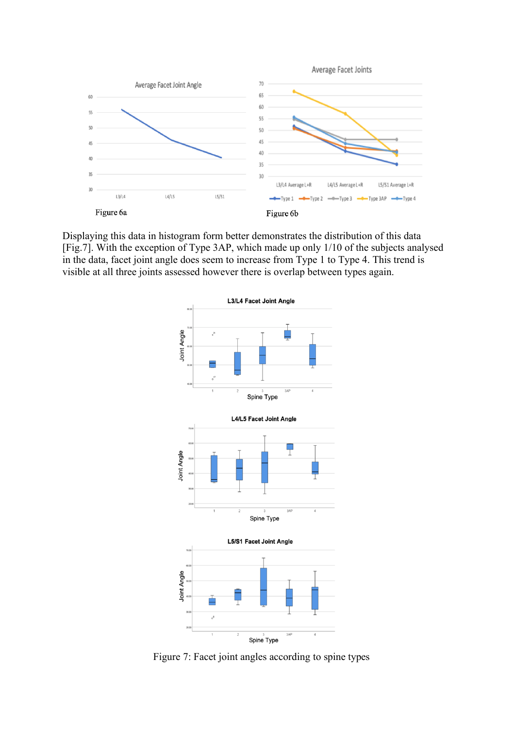Figure 6a

Figure 6b

Displaying this data in histogram form better demonstrates the distribution of this data [Fig.7]. With the exception of Type 3AP, which made up only 1/10 of the subjects analysed in the data, facet joint angle does seem to increase from Type 1 to Type 4. This trend is visible at all three joints assessed however there is overlap between types again.

Figure 7: Facet joint angles according to spine types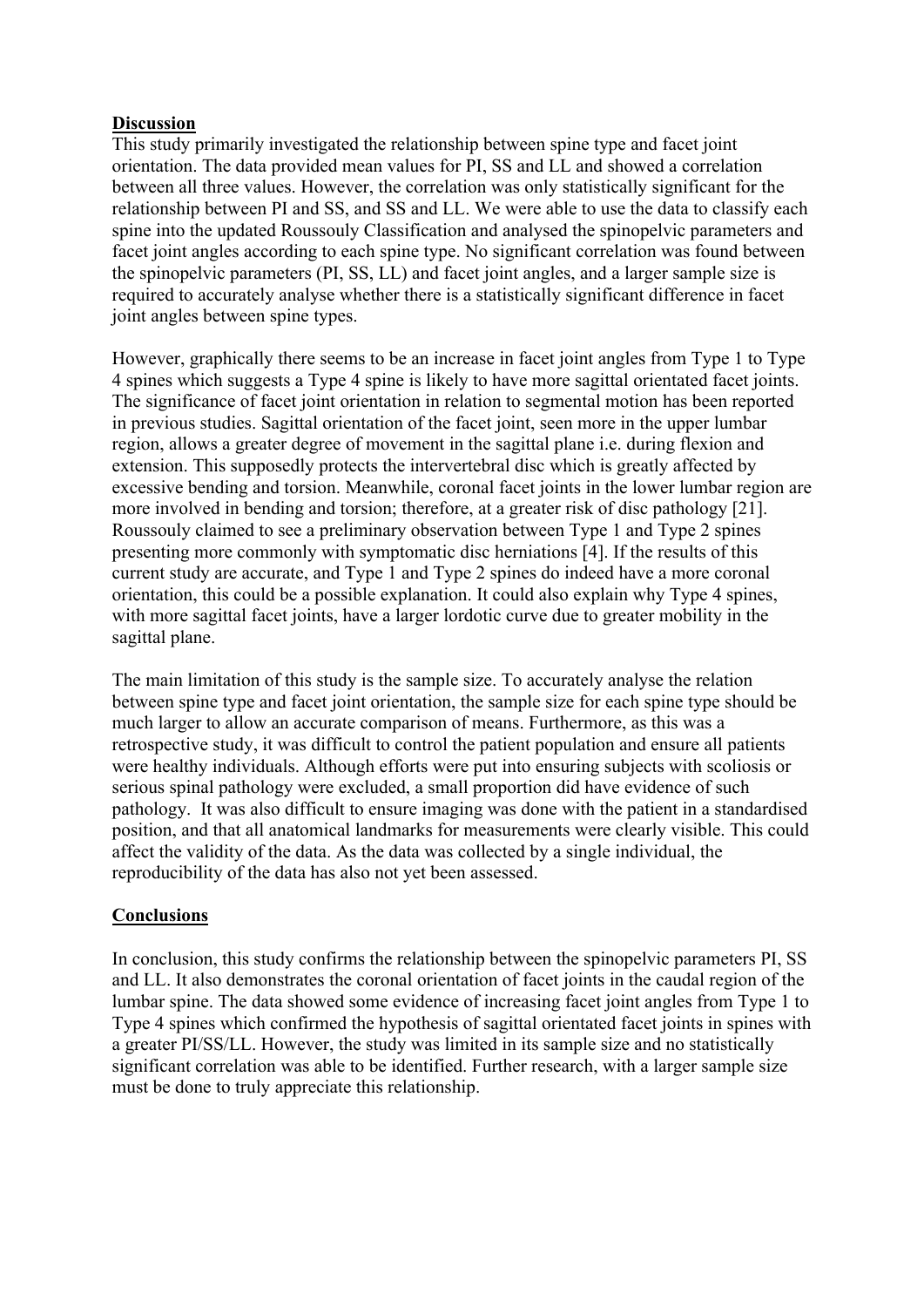## Discussion

This study primarily investigated the relationship between spine type and facet joint orientation. The data provided mean values for PI, SS and LL and showed a correlation between all three values. However, the correlation was only statistically significant for the relationship between PI and SS, and SS and LL. We were able to use the data to classify each spine into the updated Roussouly Classification and analysed the spinopelvic parameters and facet joint angles according to each spine type. No significant correlation was found between the spinopelvic parameters (PI, SS, LL) and facet joint angles, and a larger sample size is required to accurately analyse whether there is a statistically significant difference in facet joint angles between spine types.

However, graphically there seems to be an increase in facet joint angles from Type 1 to Type 4 spines which suggests a Type 4 spine is likely to have more sagittal orientated facet joints. The significance of facet joint orientation in relation to segmental motion has been reported in previous studies. Sagittal orientation of the facet joint, seen more in the upper lumbar region, allows a greater degree of movement in the sagittal plane i.e. during flexion and extension. This supposedly protects the intervertebral disc which is greatly affected by excessive bending and torsion. Meanwhile, coronal facet joints in the lower lumbar region are more involved in bending and torsion; therefore, at a greater risk of disc pathology [21]. Roussouly claimed to see a preliminary observation between Type 1 and Type 2 spines presenting more commonly with symptomatic disc herniations [4]. If the results of this current study are accurate, and Type 1 and Type 2 spines do indeed have a more coronal orientation, this could be a possible explanation. It could also explain why Type 4 spines, with more sagittal facet joints, have a larger lordotic curve due to greater mobility in the sagittal plane.

The main limitation of this study is the sample size. To accurately analyse the relation between spine type and facet joint orientation, the sample size for each spine type should be much larger to allow an accurate comparison of means. Furthermore, as this was a retrospective study, it was difficult to control the patient population and ensure all patients were healthy individuals. Although efforts were put into ensuring subjects with scoliosis or serious spinal pathology were excluded, a small proportion did have evidence of such pathology. It was also difficult to ensure imaging was done with the patient in a standardised position, and that all anatomical landmarks for measurements were clearly visible. This could affect the validity of the data. As the data was collected by a single individual, the reproducibility of the data has also not yet been assessed.

## Conclusions

In conclusion, this study confirms the relationship between the spinopelvic parameters PI, SS and LL. It also demonstrates the coronal orientation of facet joints in the caudal region of the lumbar spine. The data showed some evidence of increasing facet joint angles from Type 1 to Type 4 spines which confirmed the hypothesis of sagittal orientated facet joints in spines with a greater PI/SS/LL. However, the study was limited in its sample size and no statistically significant correlation was able to be identified. Further research, with a larger sample size must be done to truly appreciate this relationship.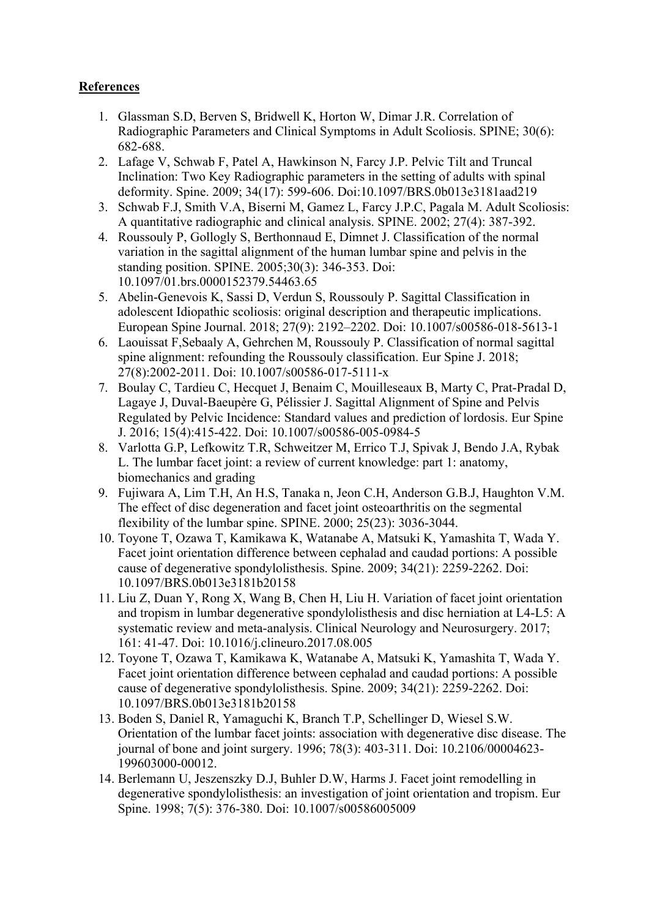**References**

1. Glassman S.D, Berven S, Bridwell K, Horton W, Dimar J.R. Correlation of Radiographic Parameters and Clinical Symptoms in Adult Scoliosis. SPINE; 30(6): 682-688.
2. Lafage V, Schwab F, Patel A, Hawkinson N, Farcy J.P. Pelvic Tilt and Truncal Inclination: Two Key Radiographic parameters in the setting of adults with spinal deformity. Spine. 2009; 34(17): 599-606. Doi:10.1097/BRS.0b013e3181aad219
3. Schwab F.J, Smith V.A, Biserni M, Gamez L, Farcy J.P.C, Pagala M. Adult Scoliosis: A quantitative radiographic and clinical analysis. SPINE. 2002; 27(4): 387-392.
4. Roussouly P, Gollogly S, Berthonnaud E, Dimnet J. Classification of the normal variation in the sagittal alignment of the human lumbar spine and pelvis in the standing position. SPINE. 2005;30(3): 346-353. Doi: 10.1097/01.brs.0000152379.54463.65
5. Abelin-Genevois K, Sassi D, Verdun S, Roussouly P. Sagittal Classification in adolescent Idiopathic scoliosis: original description and therapeutic implications. European Spine Journal. 2018; 27(9): 2192–2202. Doi: 10.1007/s00586-018-5613-1
6. Laouissat F,Sebaaly A, Gehrchen M, Roussouly P. Classification of normal sagittal spine alignment: refounding the Roussouly classification. Eur Spine J. 2018; 27(8):2002-2011. Doi: 10.1007/s00586-017-5111-x
7. Boulay C, Tardieu C, Hecquet J, Benaim C, Mouilleseaux B, Marty C, Prat-Pradal D, Lagaye J, Duval-Baeupère G, Pélissier J. Sagittal Alignment of Spine and Pelvis Regulated by Pelvic Incidence: Standard values and prediction of lordosis. Eur Spine J. 2016; 15(4):415-422. Doi: 10.1007/s00586-005-0984-5
8. Varlotta G.P, Lefkowitz T.R, Schweitzer M, Errico T.J, Spivak J, Bendo J.A, Rybak L. The lumbar facet joint: a review of current knowledge: part 1: anatomy, biomechanics and grading
9. Fujiwara A, Lim T.H, An H.S, Tanaka n, Jeon C.H, Anderson G.B.J, Haughton V.M. The effect of disc degeneration and facet joint osteoarthritis on the segmental flexibility of the lumbar spine. SPINE. 2000; 25(23): 3036-3044.
10. Toyone T, Ozawa T, Kamikawa K, Watanabe A, Matsuki K, Yamashita T, Wada Y. Facet joint orientation difference between cephalad and caudad portions: A possible cause of degenerative spondylolisthesis. Spine. 2009; 34(21): 2259-2262. Doi: 10.1097/BRS.0b013e3181b20158
11. Liu Z, Duan Y, Rong X, Wang B, Chen H, Liu H. Variation of facet joint orientation and tropism in lumbar degenerative spondylolisthesis and disc herniation at L4-L5: A systematic review and meta-analysis. Clinical Neurology and Neurosurgery. 2017; 161: 41-47. Doi: 10.1016/j.clineuro.2017.08.005
12. Toyone T, Ozawa T, Kamikawa K, Watanabe A, Matsuki K, Yamashita T, Wada Y. Facet joint orientation difference between cephalad and caudad portions: A possible cause of degenerative spondylolisthesis. Spine. 2009; 34(21): 2259-2262. Doi: 10.1097/BRS.0b013e3181b20158
13. Boden S, Daniel R, Yamaguchi K, Branch T.P, Schellinger D, Wiesel S.W. Orientation of the lumbar facet joints: association with degenerative disc disease. The journal of bone and joint surgery. 1996; 78(3): 403-311. Doi: 10.2106/00004623-199603000-00012.
14. Berlemann U, Jeszenszky D.J, Buhler D.W, Harms J. Facet joint remodelling in degenerative spondylolisthesis: an investigation of joint orientation and tropism. Eur Spine. 1998; 7(5): 376-380. Doi: 10.1007/s00586005009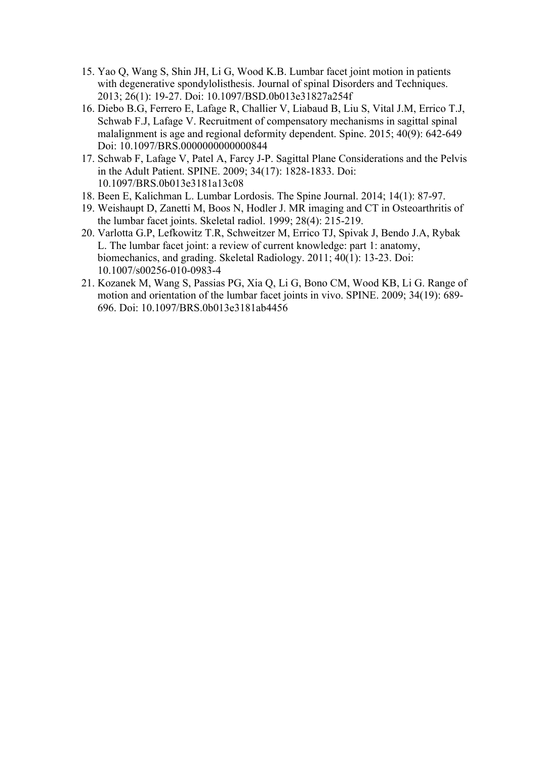15. Yao Q, Wang S, Shin JH, Li G, Wood K.B. Lumbar facet joint motion in patients with degenerative spondylolisthesis. Journal of spinal Disorders and Techniques. 2013; 26(1): 19-27. Doi: 10.1097/BSD.0b013e31827a254f
16. Diebo B.G, Ferrero E, Lafage R, Challier V, Liabaud B, Liu S, Vital J.M, Errico T.J, Schwab F.J, Lafage V. Recruitment of compensatory mechanisms in sagittal spinal malalignment is age and regional deformity dependent. Spine. 2015; 40(9): 642-649 Doi: 10.1097/BRS.0000000000000844
17. Schwab F, Lafage V, Patel A, Farcy J-P. Sagittal Plane Considerations and the Pelvis in the Adult Patient. SPINE. 2009; 34(17): 1828-1833. Doi: 10.1097/BRS.0b013e3181a13c08
18. Been E, Kalichman L. Lumbar Lordosis. The Spine Journal. 2014; 14(1): 87-97.
19. Weishaupt D, Zanetti M, Boos N, Hodler J. MR imaging and CT in Osteoarthritis of the lumbar facet joints. Skeletal radiol. 1999; 28(4): 215-219.
20. Varlotta G.P, Lefkowitz T.R, Schweitzer M, Errico TJ, Spivak J, Bendo J.A, Rybak L. The lumbar facet joint: a review of current knowledge: part 1: anatomy, biomechanics, and grading. Skeletal Radiology. 2011; 40(1): 13-23. Doi: 10.1007/s00256-010-0983-4
21. Kozanek M, Wang S, Passias PG, Xia Q, Li G, Bono CM, Wood KB, Li G. Range of motion and orientation of the lumbar facet joints in vivo. SPINE. 2009; 34(19): 689-696. Doi: 10.1097/BRS.0b013e3181ab4456